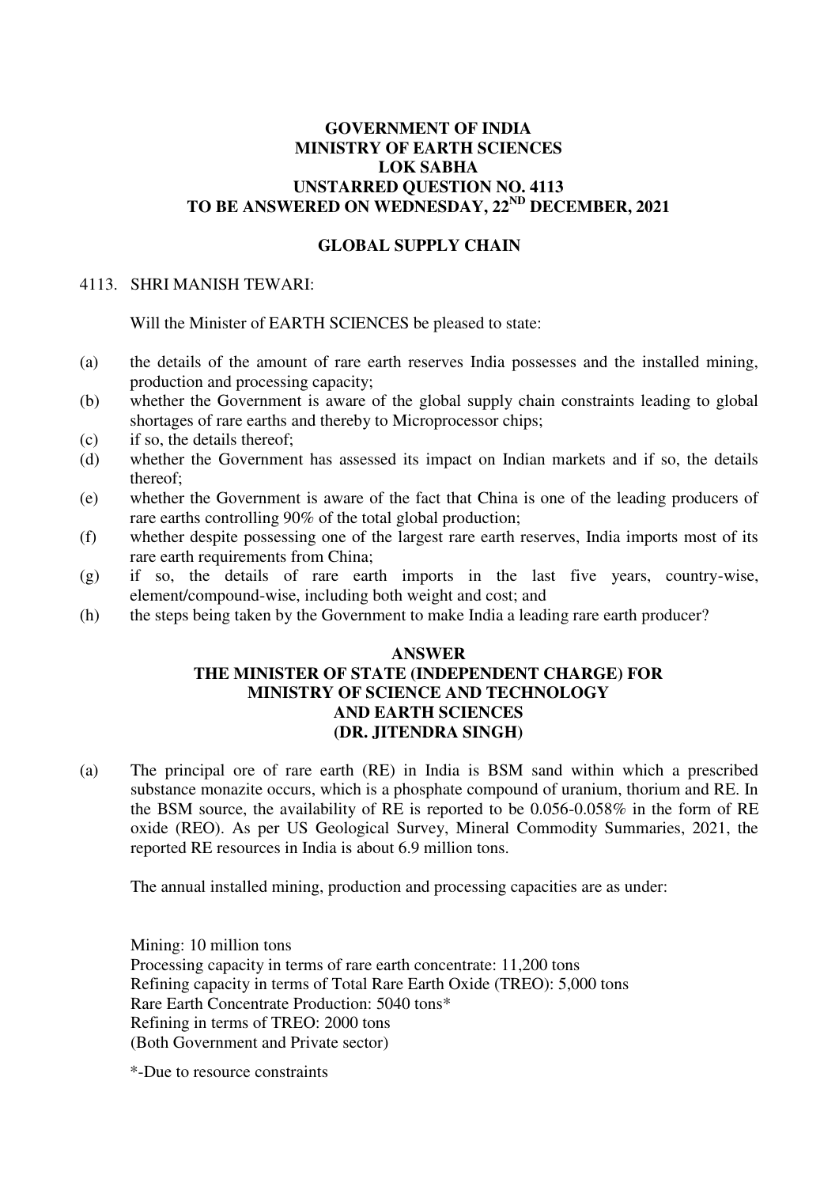**GOVERNMENT OF INDIA**
**MINISTRY OF EARTH SCIENCES**
**LOK SABHA**
**UNSTARRED QUESTION NO. 4113**
**TO BE ANSWERED ON WEDNESDAY, 22ND DECEMBER, 2021**

**GLOBAL SUPPLY CHAIN**

4113. SHRI MANISH TEWARI:

Will the Minister of EARTH SCIENCES be pleased to state:

(a) the details of the amount of rare earth reserves India possesses and the installed mining, production and processing capacity;
(b) whether the Government is aware of the global supply chain constraints leading to global shortages of rare earths and thereby to Microprocessor chips;
(c) if so, the details thereof;
(d) whether the Government has assessed its impact on Indian markets and if so, the details thereof;
(e) whether the Government is aware of the fact that China is one of the leading producers of rare earths controlling 90% of the total global production;
(f) whether despite possessing one of the largest rare earth reserves, India imports most of its rare earth requirements from China;
(g) if so, the details of rare earth imports in the last five years, country-wise, element/compound-wise, including both weight and cost; and
(h) the steps being taken by the Government to make India a leading rare earth producer?

**ANSWER**
**THE MINISTER OF STATE (INDEPENDENT CHARGE) FOR MINISTRY OF SCIENCE AND TECHNOLOGY AND EARTH SCIENCES**
**(DR. JITENDRA SINGH)**

(a) The principal ore of rare earth (RE) in India is BSM sand within which a prescribed substance monazite occurs, which is a phosphate compound of uranium, thorium and RE. In the BSM source, the availability of RE is reported to be 0.056-0.058% in the form of RE oxide (REO). As per US Geological Survey, Mineral Commodity Summaries, 2021, the reported RE resources in India is about 6.9 million tons.

The annual installed mining, production and processing capacities are as under:

Mining: 10 million tons
Processing capacity in terms of rare earth concentrate: 11,200 tons
Refining capacity in terms of Total Rare Earth Oxide (TREO): 5,000 tons
Rare Earth Concentrate Production: 5040 tons*
Refining in terms of TREO: 2000 tons
(Both Government and Private sector)

*-Due to resource constraints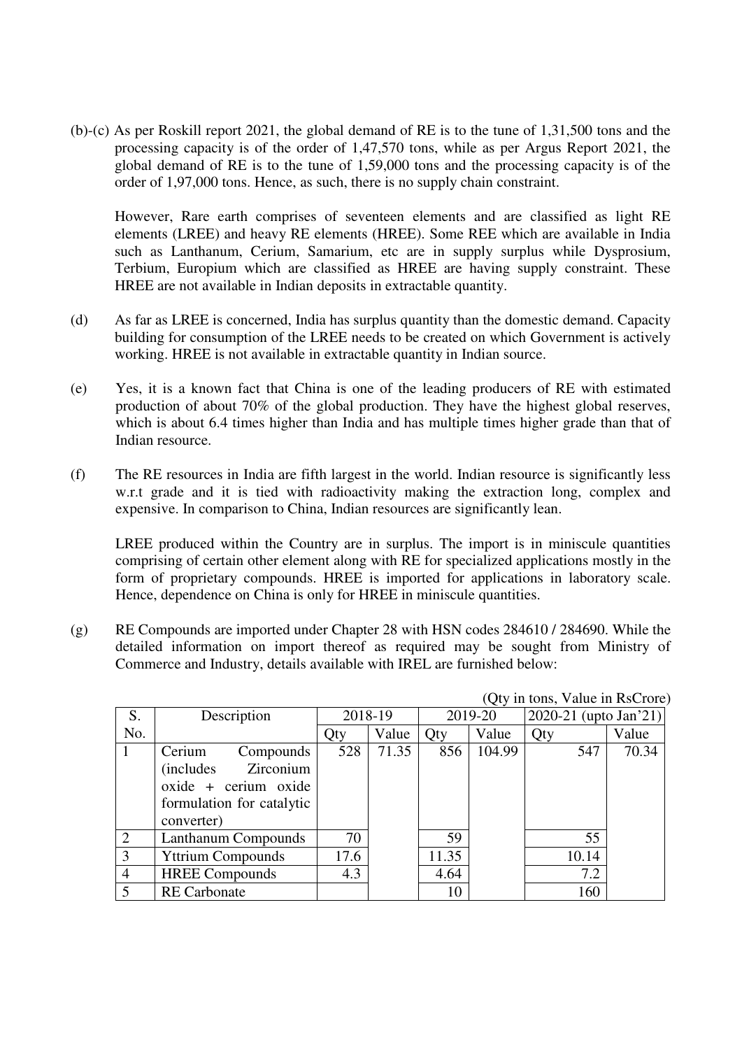(b)-(c) As per Roskill report 2021, the global demand of RE is to the tune of 1,31,500 tons and the processing capacity is of the order of 1,47,570 tons, while as per Argus Report 2021, the global demand of RE is to the tune of 1,59,000 tons and the processing capacity is of the order of 1,97,000 tons. Hence, as such, there is no supply chain constraint.

However, Rare earth comprises of seventeen elements and are classified as light RE elements (LREE) and heavy RE elements (HREE). Some REE which are available in India such as Lanthanum, Cerium, Samarium, etc are in supply surplus while Dysprosium, Terbium, Europium which are classified as HREE are having supply constraint. These HREE are not available in Indian deposits in extractable quantity.

(d) As far as LREE is concerned, India has surplus quantity than the domestic demand. Capacity building for consumption of the LREE needs to be created on which Government is actively working. HREE is not available in extractable quantity in Indian source.

(e) Yes, it is a known fact that China is one of the leading producers of RE with estimated production of about 70% of the global production. They have the highest global reserves, which is about 6.4 times higher than India and has multiple times higher grade than that of Indian resource.

(f) The RE resources in India are fifth largest in the world. Indian resource is significantly less w.r.t grade and it is tied with radioactivity making the extraction long, complex and expensive. In comparison to China, Indian resources are significantly lean.

LREE produced within the Country are in surplus. The import is in miniscule quantities comprising of certain other element along with RE for specialized applications mostly in the form of proprietary compounds. HREE is imported for applications in laboratory scale. Hence, dependence on China is only for HREE in miniscule quantities.

(g) RE Compounds are imported under Chapter 28 with HSN codes 284610 / 284690. While the detailed information on import thereof as required may be sought from Ministry of Commerce and Industry, details available with IREL are furnished below:

(Qty in tons, Value in RsCrore)

| S. No. | Description | 2018-19 | | 2019-20 | | 2020-21 (upto Jan'21) | |
|---|---|---|---|---|---|---|---|
| | | Qty | Value | Qty | Value | Qty | Value |
| 1 | Cerium Compounds (includes Zirconium oxide + cerium oxide formulation for catalytic converter) | 528 | 71.35 | 856 | 104.99 | 547 | 70.34 |
| 2 | Lanthanum Compounds | 70 | | 59 | | 55 | |
| 3 | Yttrium Compounds | 17.6 | | 11.35 | | 10.14 | |
| 4 | HREE Compounds | 4.3 | | 4.64 | | 7.2 | |
| 5 | RE Carbonate | | | 10 | | 160 | |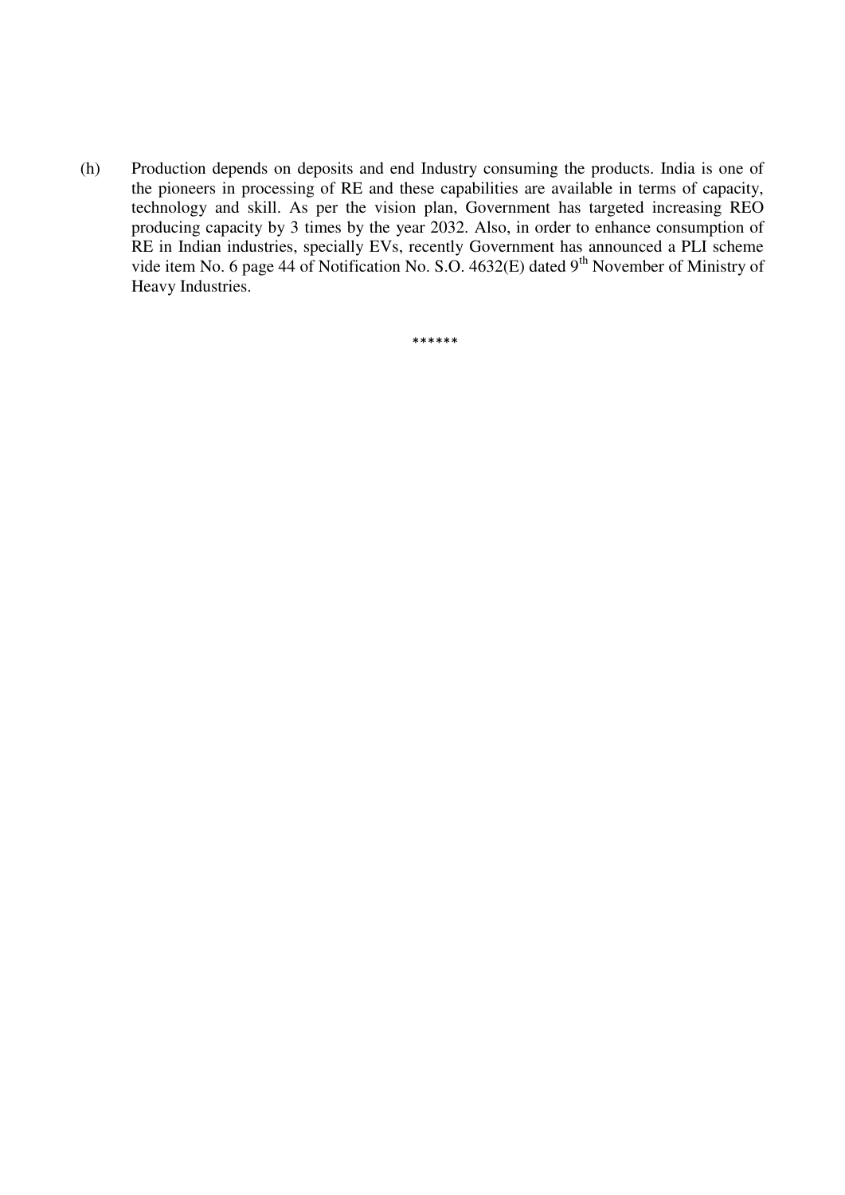(h) Production depends on deposits and end Industry consuming the products. India is one of the pioneers in processing of RE and these capabilities are available in terms of capacity, technology and skill. As per the vision plan, Government has targeted increasing REO producing capacity by 3 times by the year 2032. Also, in order to enhance consumption of RE in Indian industries, specially EVs, recently Government has announced a PLI scheme vide item No. 6 page 44 of Notification No. S.O. 4632(E) dated 9th November of Ministry of Heavy Industries.

******